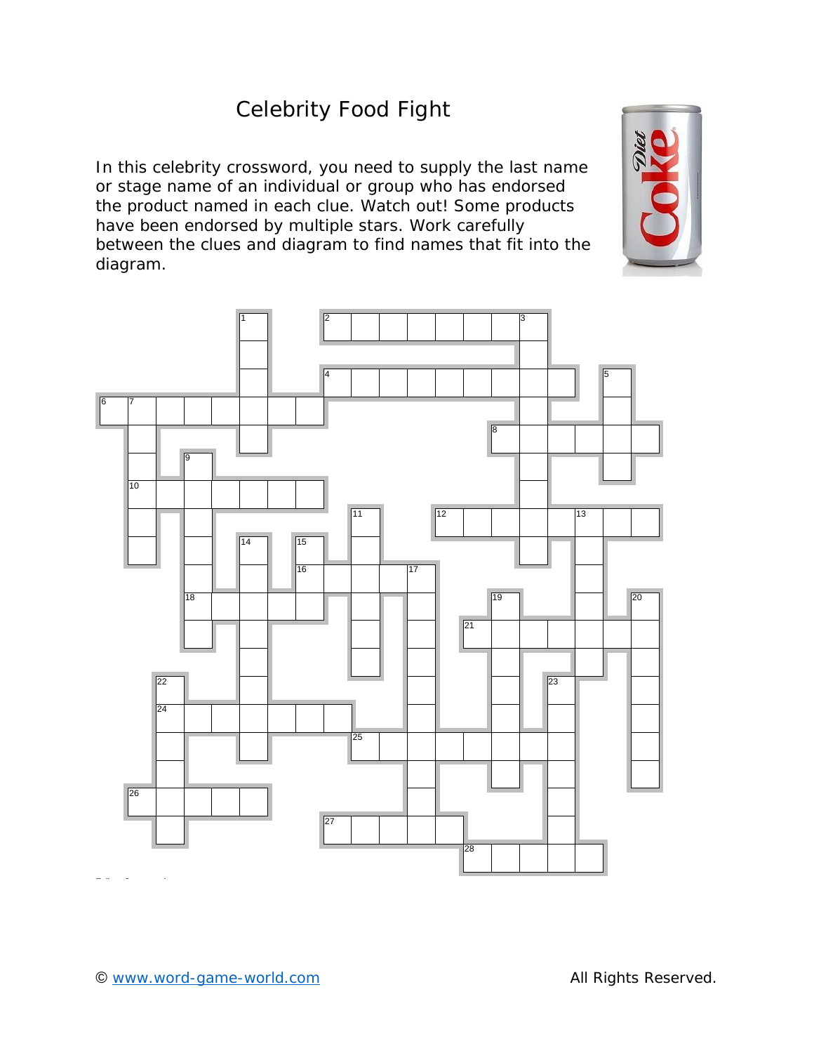# Celebrity Food Fight

In this celebrity crossword, you need to supply the last name or stage name of an individual or group who has endorsed the product named in each clue. Watch out! Some products have been endorsed by multiple stars. Work carefully between the clues and diagram to find names that fit into the diagram.

© www.word-game-world.com All Rights Reserved.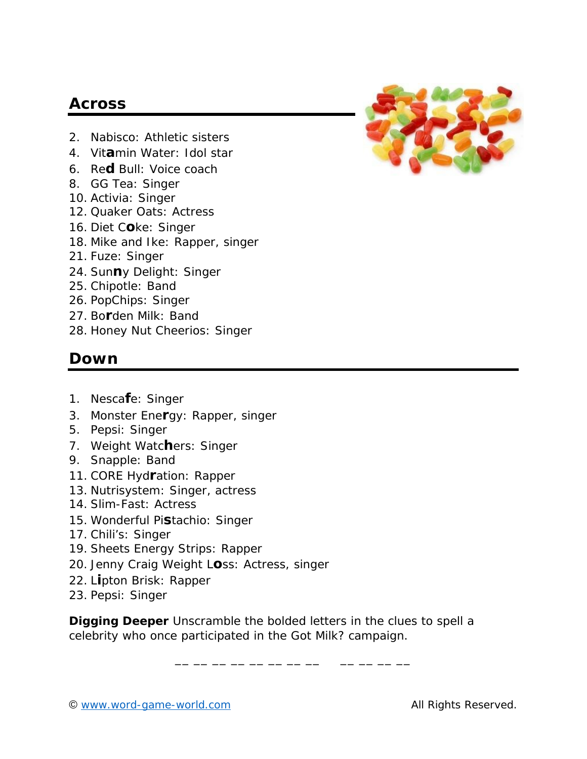## Across

2. Nabisco: Athletic sisters
4. Vit**a**min Water: Idol star
6. Re**d** Bull: Voice coach
8. GG Tea: Singer
10. Activia: Singer
12. Quaker Oats: Actress
16. Diet C**o**ke: Singer
18. Mike and Ike: Rapper, singer
21. Fuze: Singer
24. Sun**n**y Delight: Singer
25. Chipotle: Band
26. PopChips: Singer
27. Bo**r**den Milk: Band
28. Honey Nut Cheerios: Singer

## Down

1. Nesca**f**e: Singer
3. Monster Ene**r**gy: Rapper, singer
5. Pepsi: Singer
7. Weight Watc**h**ers: Singer
9. Snapple: Band
11. CORE Hyd**r**ation: Rapper
13. Nutrisystem: Singer, actress
14. Slim-Fast: Actress
15. Wonderful Pi**s**tachio: Singer
17. Chili's: Singer
19. Sheets Energy Strips: Rapper
20. Jenny Craig Weight L**o**ss: Actress, singer
22. L**i**pton Brisk: Rapper
23. Pepsi: Singer

**Digging Deeper** Unscramble the bolded letters in the clues to spell a celebrity who once participated in the Got Milk? campaign.

__ __ __ __ __ __ __ __ &nbsp;&nbsp;&nbsp; __ __ __ __

© www.word-game-world.com All Rights Reserved.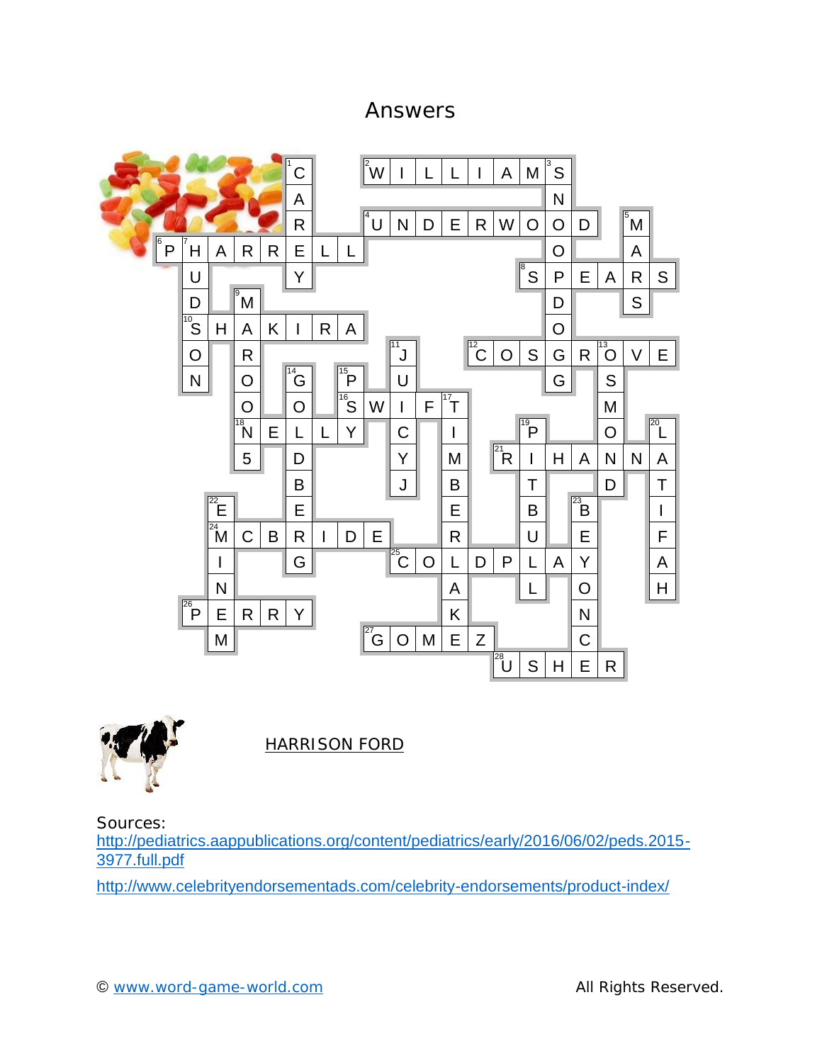# Answers

1 CAREY
2 WILLIAMS
3 SNOOPDOGG
4 UNDERWOOD
5 MARS
6 PHARRELL
7 HUDSON
8 SPEARS
9 MAROON5
10 SHAKIRA
11 JUICYJ
12 COSGROVE
13 OSMOND
14 GOLDBERG
15 PSY
16 SWIFT
17 TIMBERLAKE
18 NELLY
19 PITBULL
20 LATIFAH
21 RIHANNA
22 EMINEM
23 BEYONCE
24 MCBRIDE
25 COLDPLAY
26 PERRY
27 GOMEZ
28 USHER

HARRISON FORD

Sources:
http://pediatrics.aappublications.org/content/pediatrics/early/2016/06/02/peds.2015-3977.full.pdf

http://www.celebrityendorsementads.com/celebrity-endorsements/product-index/

© www.word-game-world.com All Rights Reserved.